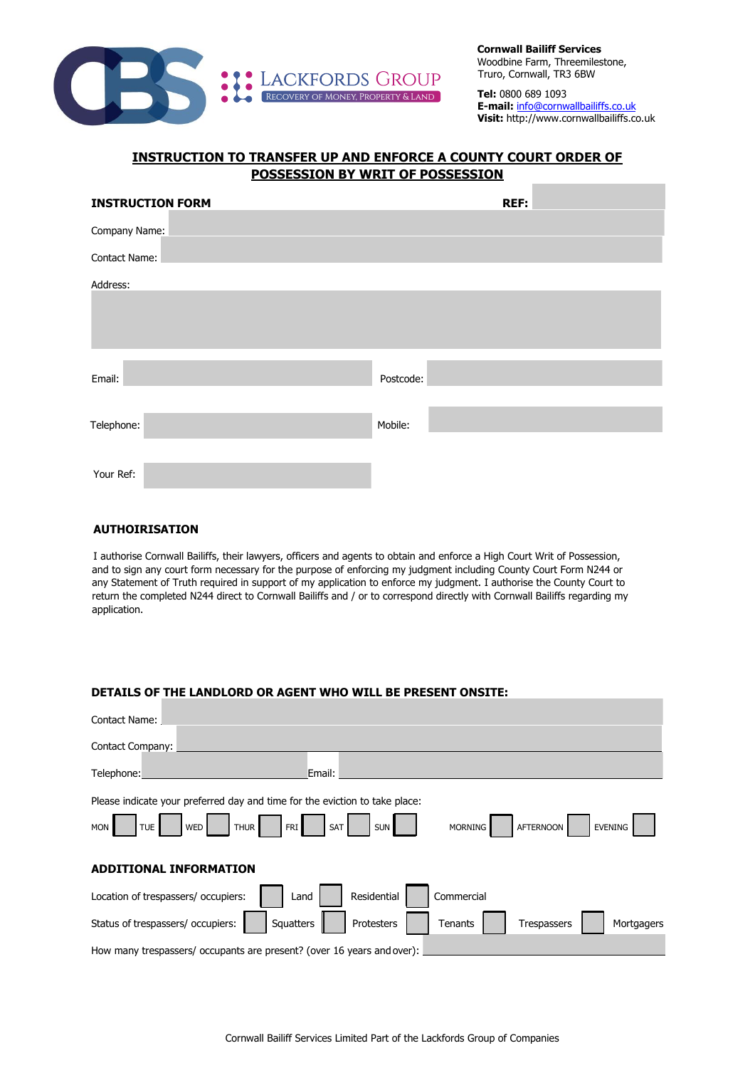LACKFORDS GROUP
RECOVERY OF MONEY, PROPERTY & LAND

**Cornwall Bailiff Services**
Woodbine Farm, Threemilestone,
Truro, Cornwall, TR3 6BW

**Tel:** 0800 689 1093
**E-mail:** info@cornwallbailiffs.co.uk
**Visit:** http://www.cornwallbailiffs.co.uk

## INSTRUCTION TO TRANSFER UP AND ENFORCE A COUNTY COURT ORDER OF POSSESSION BY WRIT OF POSSESSION

**INSTRUCTION FORM** **REF:**

Company Name:

Contact Name:

Address:

Email: Postcode:

Telephone: Mobile:

Your Ref:

**AUTHOIRISATION**

I authorise Cornwall Bailiffs, their lawyers, officers and agents to obtain and enforce a High Court Writ of Possession, and to sign any court form necessary for the purpose of enforcing my judgment including County Court Form N244 or any Statement of Truth required in support of my application to enforce my judgment. I authorise the County Court to return the completed N244 direct to Cornwall Bailiffs and / or to correspond directly with Cornwall Bailiffs regarding my application.

**DETAILS OF THE LANDLORD OR AGENT WHO WILL BE PRESENT ONSITE:**

Contact Name:

Contact Company:

Telephone: Email:

Please indicate your preferred day and time for the eviction to take place:

MON ☐ TUE ☐ WED ☐ THUR ☐ FRI ☐ SAT ☐ SUN ☐ MORNING ☐ AFTERNOON ☐ EVENING ☐

**ADDITIONAL INFORMATION**

Location of trespassers/ occupiers: ☐ Land ☐ Residential ☐ Commercial

Status of trespassers/ occupiers: ☐ Squatters ☐ Protesters ☐ Tenants ☐ Trespassers ☐ Mortgagers

How many trespassers/ occupants are present? (over 16 years and over):

Cornwall Bailiff Services Limited Part of the Lackfords Group of Companies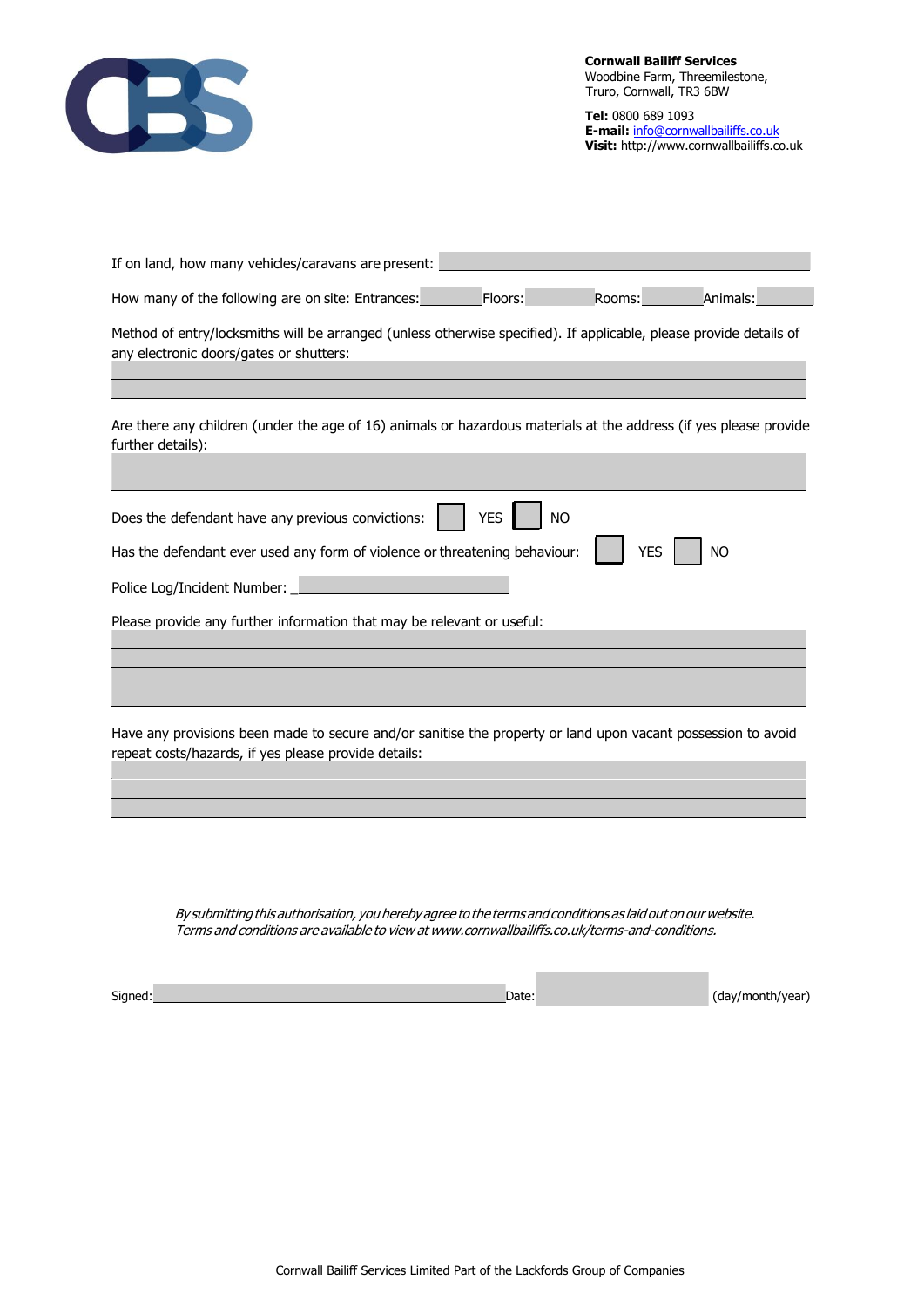**Cornwall Bailiff Services**
Woodbine Farm, Threemilestone,
Truro, Cornwall, TR3 6BW

**Tel:** 0800 689 1093
**E-mail:** info@cornwallbailiffs.co.uk
**Visit:** http://www.cornwallbailiffs.co.uk

If on land, how many vehicles/caravans are present:

How many of the following are on site: Entrances: Floors: Rooms: Animals:

Method of entry/locksmiths will be arranged (unless otherwise specified). If applicable, please provide details of any electronic doors/gates or shutters:

Are there any children (under the age of 16) animals or hazardous materials at the address (if yes please provide further details):

Does the defendant have any previous convictions: ☐ YES ☐ NO

Has the defendant ever used any form of violence or threatening behaviour: ☐ YES ☐ NO

Police Log/Incident Number: _

Please provide any further information that may be relevant or useful:

Have any provisions been made to secure and/or sanitise the property or land upon vacant possession to avoid repeat costs/hazards, if yes please provide details:

*By submitting this authorisation, you hereby agree to the terms and conditions as laid out on our website. Terms and conditions are available to view at www.cornwallbailiffs.co.uk/terms-and-conditions.*

Signed: Date: (day/month/year)

Cornwall Bailiff Services Limited Part of the Lackfords Group of Companies